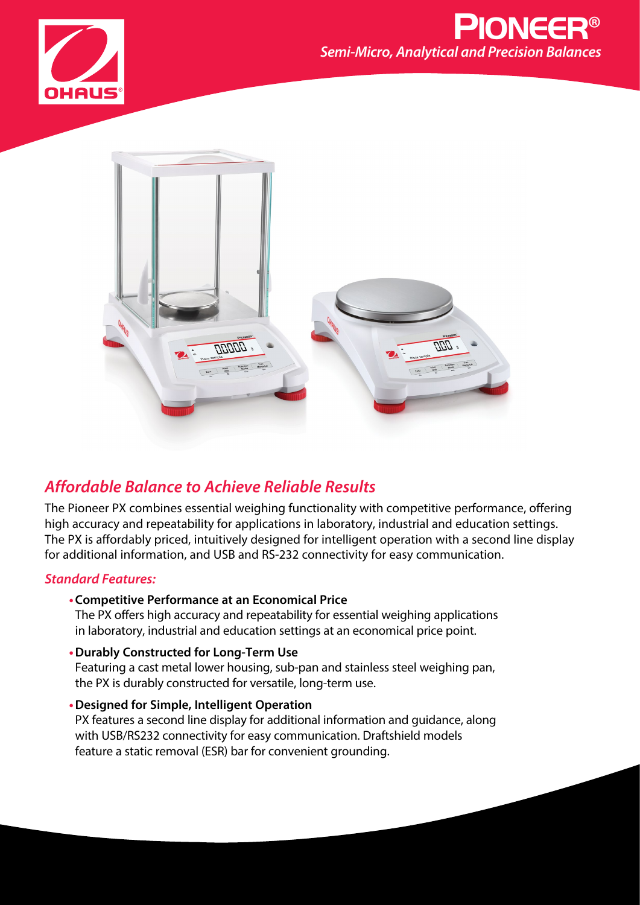# PIONEER®

*Semi-Micro, Analytical and Precision Balances*

## *Affordable Balance to Achieve Reliable Results*

The Pioneer PX combines essential weighing functionality with competitive performance, offering high accuracy and repeatability for applications in laboratory, industrial and education settings. The PX is affordably priced, intuitively designed for intelligent operation with a second line display for additional information, and USB and RS-232 connectivity for easy communication.

### *Standard Features:*

- **Competitive Performance at an Economical Price**
  The PX offers high accuracy and repeatability for essential weighing applications in laboratory, industrial and education settings at an economical price point.
- **Durably Constructed for Long-Term Use**
  Featuring a cast metal lower housing, sub-pan and stainless steel weighing pan, the PX is durably constructed for versatile, long-term use.
- **Designed for Simple, Intelligent Operation**
  PX features a second line display for additional information and guidance, along with USB/RS232 connectivity for easy communication. Draftshield models feature a static removal (ESR) bar for convenient grounding.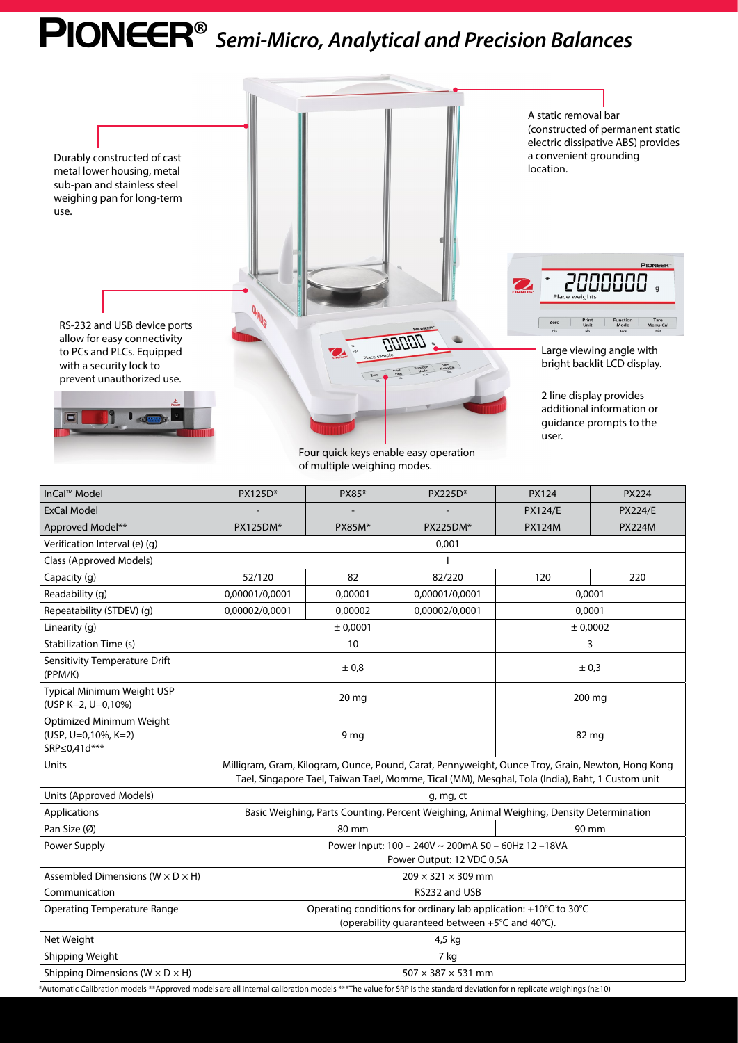# PIONEER® *Semi-Micro, Analytical and Precision Balances*

Durably constructed of cast metal lower housing, metal sub-pan and stainless steel weighing pan for long-term use.

A static removal bar (constructed of permanent static electric dissipative ABS) provides a convenient grounding location.

RS-232 and USB device ports allow for easy connectivity to PCs and PLCs. Equipped with a security lock to prevent unauthorized use.

Large viewing angle with bright backlit LCD display.

2 line display provides additional information or guidance prompts to the user.

Four quick keys enable easy operation of multiple weighing modes.

| InCal™ Model | PX125D* | PX85* | PX225D* | PX124 | PX224 |
|---|---|---|---|---|---|
| ExCal Model | - | - | - | PX124/E | PX224/E |
| Approved Model** | PX125DM* | PX85M* | PX225DM* | PX124M | PX224M |
| Verification Interval (e) (g) | 0,001 | | | | |
| Class (Approved Models) | I | | | | |
| Capacity (g) | 52/120 | 82 | 82/220 | 120 | 220 |
| Readability (g) | 0,00001/0,0001 | 0,00001 | 0,00001/0,0001 | 0,0001 | |
| Repeatability (STDEV) (g) | 0,00002/0,0001 | 0,00002 | 0,00002/0,0001 | 0,0001 | |
| Linearity (g) | ± 0,0001 | | | ± 0,0002 | |
| Stabilization Time (s) | 10 | | | 3 | |
| Sensitivity Temperature Drift (PPM/K) | ± 0,8 | | | ± 0,3 | |
| Typical Minimum Weight USP (USP K=2, U=0,10%) | 20 mg | | | 200 mg | |
| Optimized Minimum Weight (USP, U=0,10%, K=2) SRP≤0,41d*** | 9 mg | | | 82 mg | |
| Units | Milligram, Gram, Kilogram, Ounce, Pound, Carat, Pennyweight, Ounce Troy, Grain, Newton, Hong Kong Tael, Singapore Tael, Taiwan Tael, Momme, Tical (MM), Mesghal, Tola (India), Baht, 1 Custom unit | | | | |
| Units (Approved Models) | g, mg, ct | | | | |
| Applications | Basic Weighing, Parts Counting, Percent Weighing, Animal Weighing, Density Determination | | | | |
| Pan Size (Ø) | 80 mm | | | 90 mm | |
| Power Supply | Power Input: 100 – 240V ~ 200mA 50 – 60Hz 12 –18VA<br>Power Output: 12 VDC 0,5A | | | | |
| Assembled Dimensions (W × D × H) | 209 × 321 × 309 mm | | | | |
| Communication | RS232 and USB | | | | |
| Operating Temperature Range | Operating conditions for ordinary lab application: +10°C to 30°C (operability guaranteed between +5°C and 40°C). | | | | |
| Net Weight | 4,5 kg | | | | |
| Shipping Weight | 7 kg | | | | |
| Shipping Dimensions (W × D × H) | 507 × 387 × 531 mm | | | | |

*Automatic Calibration models **Approved models are all internal calibration models ***The value for SRP is the standard deviation for n replicate weighings (n≥10)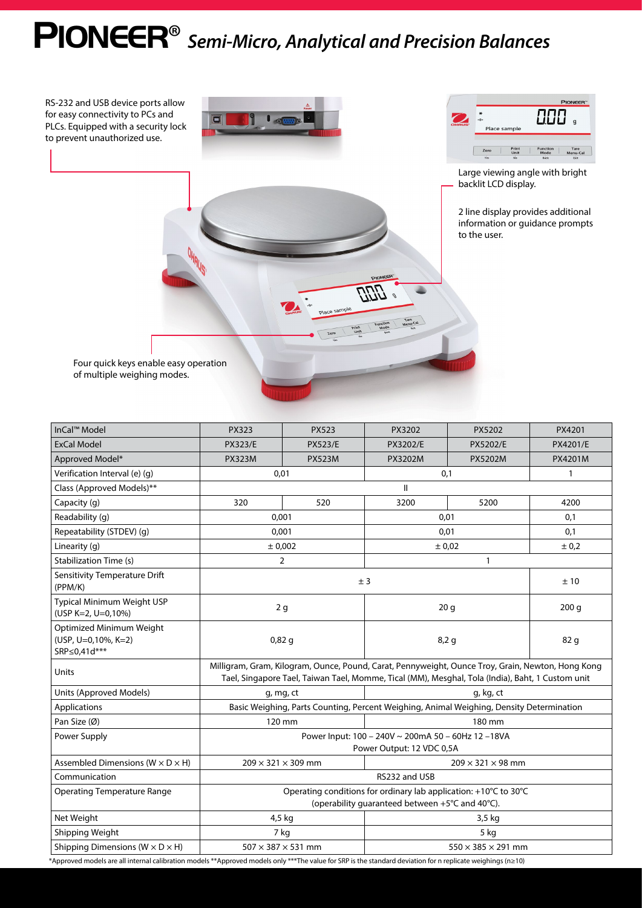# PIONEER® *Semi-Micro, Analytical and Precision Balances*

RS-232 and USB device ports allow for easy connectivity to PCs and PLCs. Equipped with a security lock to prevent unauthorized use.

Large viewing angle with bright backlit LCD display.

2 line display provides additional information or guidance prompts to the user.

Four quick keys enable easy operation of multiple weighing modes.

| InCal™ Model | PX323 | PX523 | PX3202 | PX5202 | PX4201 |
|---|---|---|---|---|---|
| ExCal Model | PX323/E | PX523/E | PX3202/E | PX5202/E | PX4201/E |
| Approved Model* | PX323M | PX523M | PX3202M | PX5202M | PX4201M |
| Verification Interval (e) (g) | 0,01 | | 0,1 | | 1 |
| Class (Approved Models)** | II | | | | |
| Capacity (g) | 320 | 520 | 3200 | 5200 | 4200 |
| Readability (g) | 0,001 | | 0,01 | | 0,1 |
| Repeatability (STDEV) (g) | 0,001 | | 0,01 | | 0,1 |
| Linearity (g) | ± 0,002 | | ± 0,02 | | ± 0,2 |
| Stabilization Time (s) | 2 | | 1 | | |
| Sensitivity Temperature Drift (PPM/K) | ± 3 | | | | ± 10 |
| Typical Minimum Weight USP (USP K=2, U=0,10%) | 2 g | | 20 g | | 200 g |
| Optimized Minimum Weight (USP, U=0,10%, K=2) SRP≤0,41d*** | 0,82 g | | 8,2 g | | 82 g |
| Units | Milligram, Gram, Kilogram, Ounce, Pound, Carat, Pennyweight, Ounce Troy, Grain, Newton, Hong Kong Tael, Singapore Tael, Taiwan Tael, Momme, Tical (MM), Mesghal, Tola (India), Baht, 1 Custom unit | | | | |
| Units (Approved Models) | g, mg, ct | | g, kg, ct | | |
| Applications | Basic Weighing, Parts Counting, Percent Weighing, Animal Weighing, Density Determination | | | | |
| Pan Size (Ø) | 120 mm | | 180 mm | | |
| Power Supply | Power Input: 100 – 240V ~ 200mA 50 – 60Hz 12 –18VA Power Output: 12 VDC 0,5A | | | | |
| Assembled Dimensions (W × D × H) | 209 × 321 × 309 mm | | 209 × 321 × 98 mm | | |
| Communication | RS232 and USB | | | | |
| Operating Temperature Range | Operating conditions for ordinary lab application: +10°C to 30°C (operability guaranteed between +5°C and 40°C). | | | | |
| Net Weight | 4,5 kg | | 3,5 kg | | |
| Shipping Weight | 7 kg | | 5 kg | | |
| Shipping Dimensions (W × D × H) | 507 × 387 × 531 mm | | 550 × 385 × 291 mm | | |

*Approved models are all internal calibration models **Approved models only ***The value for SRP is the standard deviation for n replicate weighings (n≥10)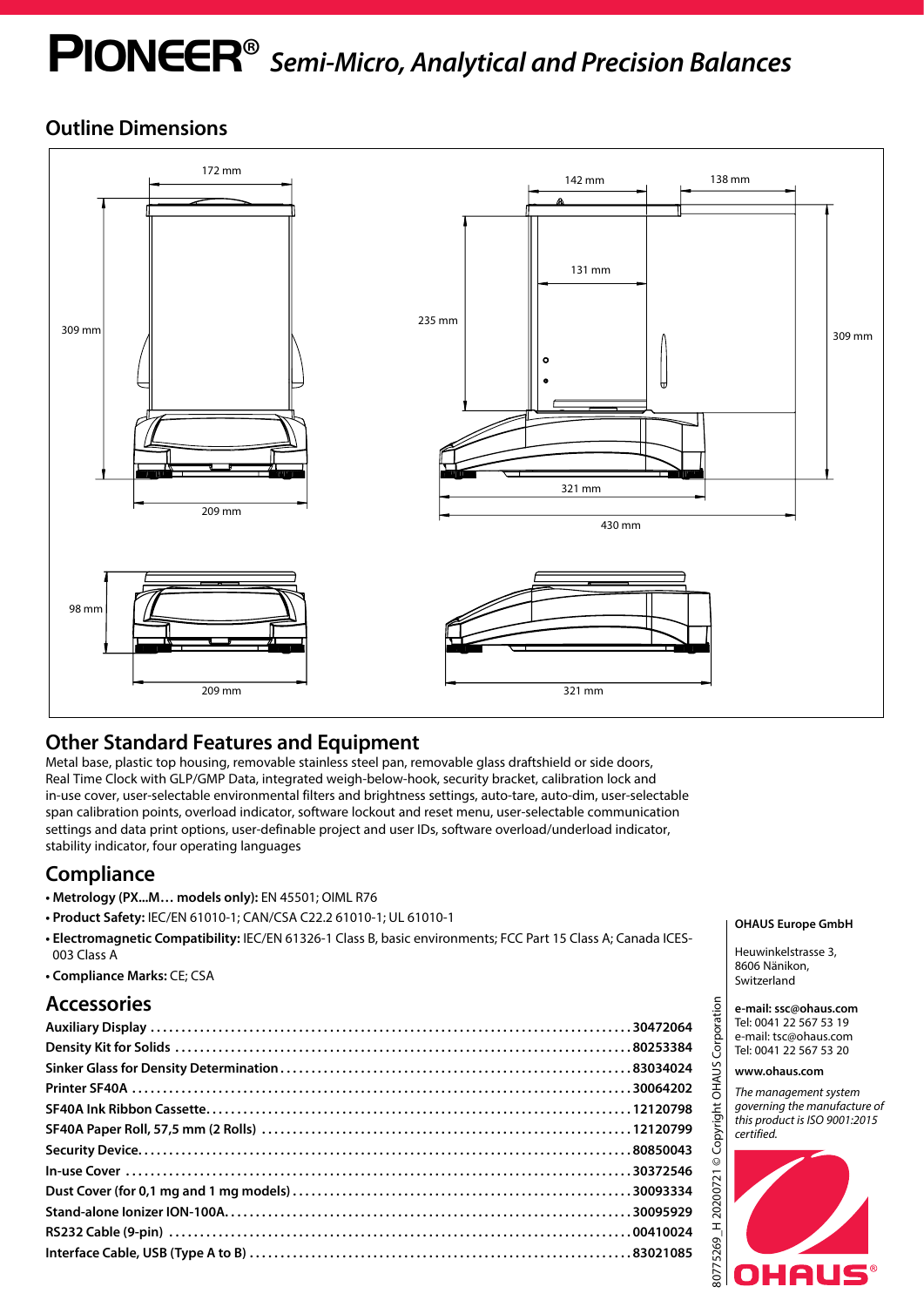# PIONEER® *Semi-Micro, Analytical and Precision Balances*

## Outline Dimensions

172 mm
309 mm
209 mm
142 mm
138 mm
131 mm
235 mm
309 mm
321 mm
430 mm
98 mm
209 mm
321 mm

## Other Standard Features and Equipment

Metal base, plastic top housing, removable stainless steel pan, removable glass draftshield or side doors, Real Time Clock with GLP/GMP Data, integrated weigh-below-hook, security bracket, calibration lock and in-use cover, user-selectable environmental filters and brightness settings, auto-tare, auto-dim, user-selectable span calibration points, overload indicator, software lockout and reset menu, user-selectable communication settings and data print options, user-definable project and user IDs, software overload/underload indicator, stability indicator, four operating languages

## Compliance

- **Metrology (PX...M… models only):** EN 45501; OIML R76
- **Product Safety:** IEC/EN 61010-1; CAN/CSA C22.2 61010-1; UL 61010-1
- **Electromagnetic Compatibility:** IEC/EN 61326-1 Class B, basic environments; FCC Part 15 Class A; Canada ICES-003 Class A
- **Compliance Marks:** CE; CSA

## Accessories

| | |
|---|---|
| **Auxiliary Display** | **30472064** |
| **Density Kit for Solids** | **80253384** |
| **Sinker Glass for Density Determination** | **83034024** |
| **Printer SF40A** | **30064202** |
| **SF40A Ink Ribbon Cassette** | **12120798** |
| **SF40A Paper Roll, 57,5 mm (2 Rolls)** | **12120799** |
| **Security Device** | **80850043** |
| **In-use Cover** | **30372546** |
| **Dust Cover (for 0,1 mg and 1 mg models)** | **30093334** |
| **Stand-alone Ionizer ION-100A** | **30095929** |
| **RS232 Cable (9-pin)** | **00410024** |
| **Interface Cable, USB (Type A to B)** | **83021085** |

80775269_H 20200721 © Copyright OHAUS Corporation

**OHAUS Europe GmbH**

Heuwinkelstrasse 3,
8606 Nänikon,
Switzerland

**e-mail: ssc@ohaus.com**
Tel: 0041 22 567 53 19
e-mail: tsc@ohaus.com
Tel: 0041 22 567 53 20

**www.ohaus.com**

*The management system governing the manufacture of this product is ISO 9001:2015 certified.*

OHAUS®